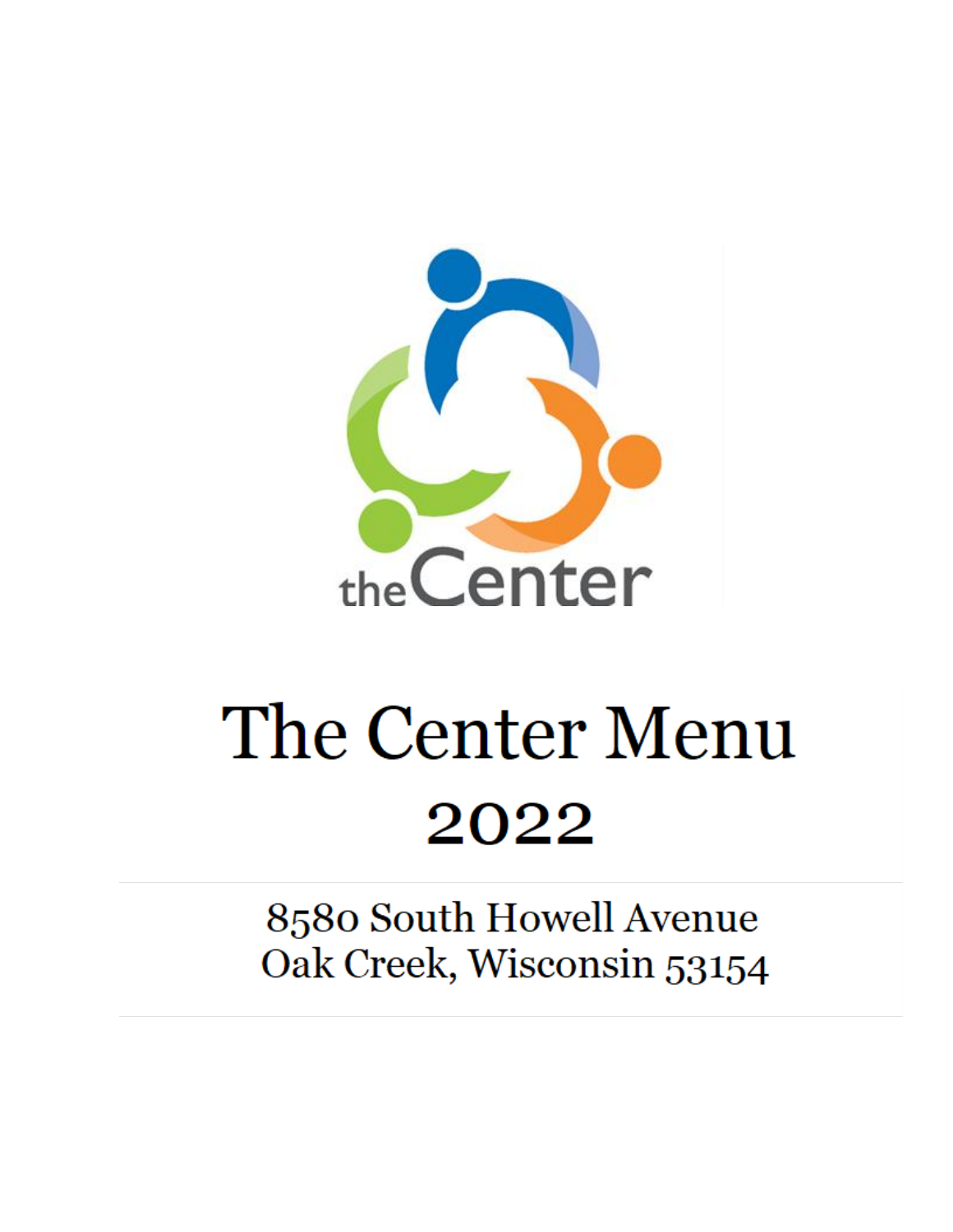theCenter

# The Center Menu

## 2022

8580 South Howell Avenue
Oak Creek, Wisconsin 53154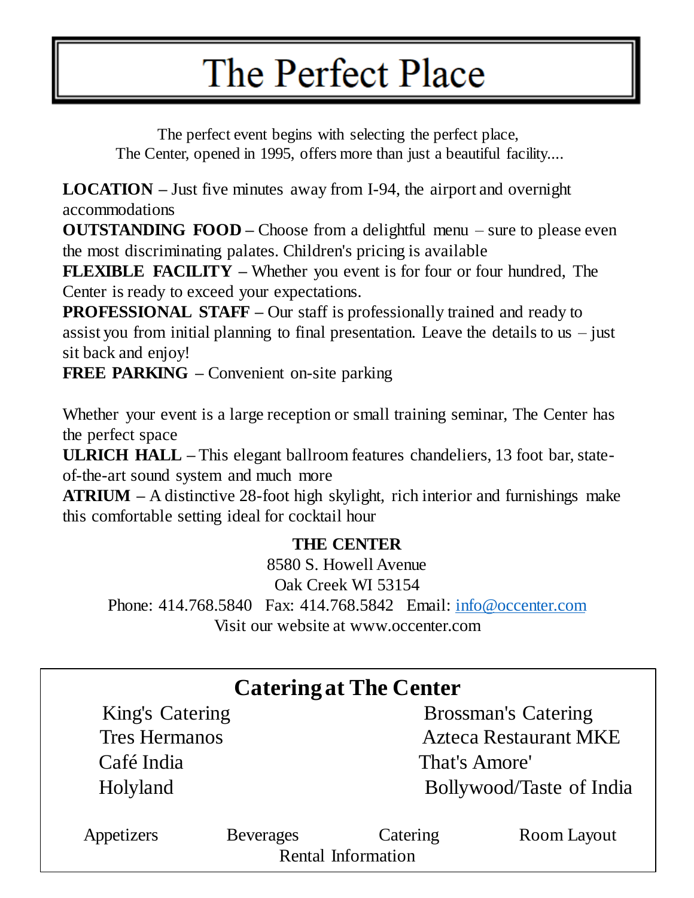# The Perfect Place

The perfect event begins with selecting the perfect place,
The Center, opened in 1995, offers more than just a beautiful facility....

**LOCATION –** Just five minutes away from I-94, the airport and overnight accommodations

**OUTSTANDING FOOD –** Choose from a delightful menu – sure to please even the most discriminating palates. Children's pricing is available

**FLEXIBLE FACILITY –** Whether you event is for four or four hundred, The Center is ready to exceed your expectations.

**PROFESSIONAL STAFF –** Our staff is professionally trained and ready to assist you from initial planning to final presentation. Leave the details to us – just sit back and enjoy!

**FREE PARKING –** Convenient on-site parking

Whether your event is a large reception or small training seminar, The Center has the perfect space

**ULRICH HALL –** This elegant ballroom features chandeliers, 13 foot bar, state-of-the-art sound system and much more

**ATRIUM –** A distinctive 28-foot high skylight, rich interior and furnishings make this comfortable setting ideal for cocktail hour

**THE CENTER**
8580 S. Howell Avenue
Oak Creek WI 53154
Phone: 414.768.5840 Fax: 414.768.5842 Email: info@occenter.com
Visit our website at www.occenter.com

## Catering at The Center

King's Catering
Brossman's Catering
Tres Hermanos
Azteca Restaurant MKE
Café India
That's Amore'
Holyland
Bollywood/Taste of India

Appetizers Beverages Catering Room Layout
Rental Information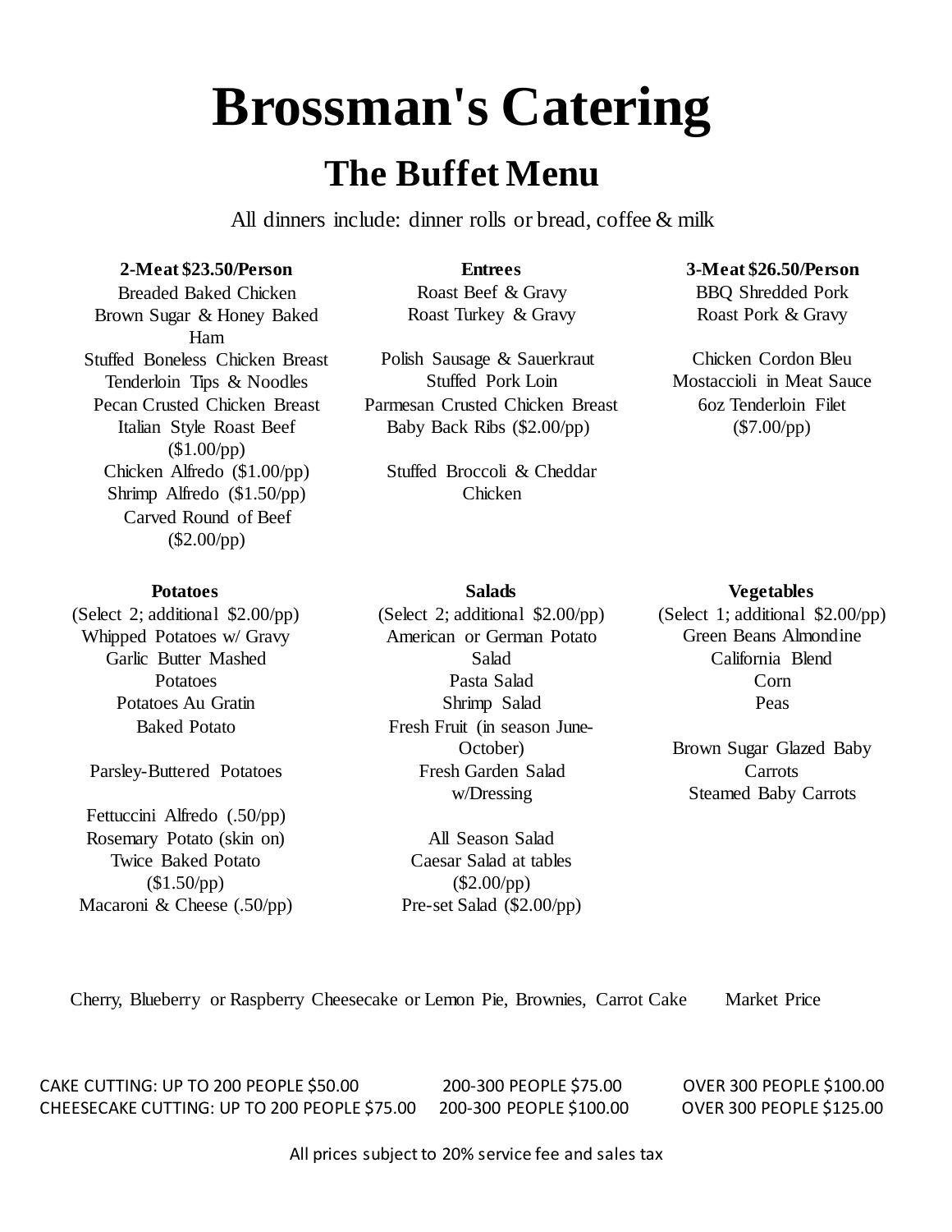# Brossman's Catering

## The Buffet Menu

All dinners include: dinner rolls or bread, coffee & milk

**2-Meat $23.50/Person**

Breaded Baked Chicken
Brown Sugar & Honey Baked Ham
Stuffed Boneless Chicken Breast
Tenderloin Tips & Noodles
Pecan Crusted Chicken Breast
Italian Style Roast Beef ($1.00/pp)
Chicken Alfredo ($1.00/pp)
Shrimp Alfredo ($1.50/pp)
Carved Round of Beef ($2.00/pp)

**Entrees**

Roast Beef & Gravy
Roast Turkey & Gravy

Polish Sausage & Sauerkraut
Stuffed Pork Loin
Parmesan Crusted Chicken Breast
Baby Back Ribs ($2.00/pp)

Stuffed Broccoli & Cheddar Chicken

**3-Meat $26.50/Person**

BBQ Shredded Pork
Roast Pork & Gravy

Chicken Cordon Bleu
Mostaccioli in Meat Sauce
6oz Tenderloin Filet ($7.00/pp)

**Potatoes**

(Select 2; additional $2.00/pp)
Whipped Potatoes w/ Gravy
Garlic Butter Mashed Potatoes
Potatoes Au Gratin
Baked Potato

Parsley-Buttered Potatoes

Fettuccini Alfredo (.50/pp)
Rosemary Potato (skin on)
Twice Baked Potato ($1.50/pp)
Macaroni & Cheese (.50/pp)

**Salads**

(Select 2; additional $2.00/pp)
American or German Potato Salad
Pasta Salad
Shrimp Salad
Fresh Fruit (in season June-October)
Fresh Garden Salad w/Dressing

All Season Salad
Caesar Salad at tables ($2.00/pp)
Pre-set Salad ($2.00/pp)

**Vegetables**

(Select 1; additional $2.00/pp)
Green Beans Almondine
California Blend
Corn
Peas

Brown Sugar Glazed Baby Carrots
Steamed Baby Carrots

Cherry, Blueberry or Raspberry Cheesecake or Lemon Pie, Brownies, Carrot Cake — Market Price

CAKE CUTTING: UP TO 200 PEOPLE $50.00 — 200-300 PEOPLE $75.00 — OVER 300 PEOPLE $100.00
CHEESECAKE CUTTING: UP TO 200 PEOPLE $75.00 — 200-300 PEOPLE $100.00 — OVER 300 PEOPLE $125.00

All prices subject to 20% service fee and sales tax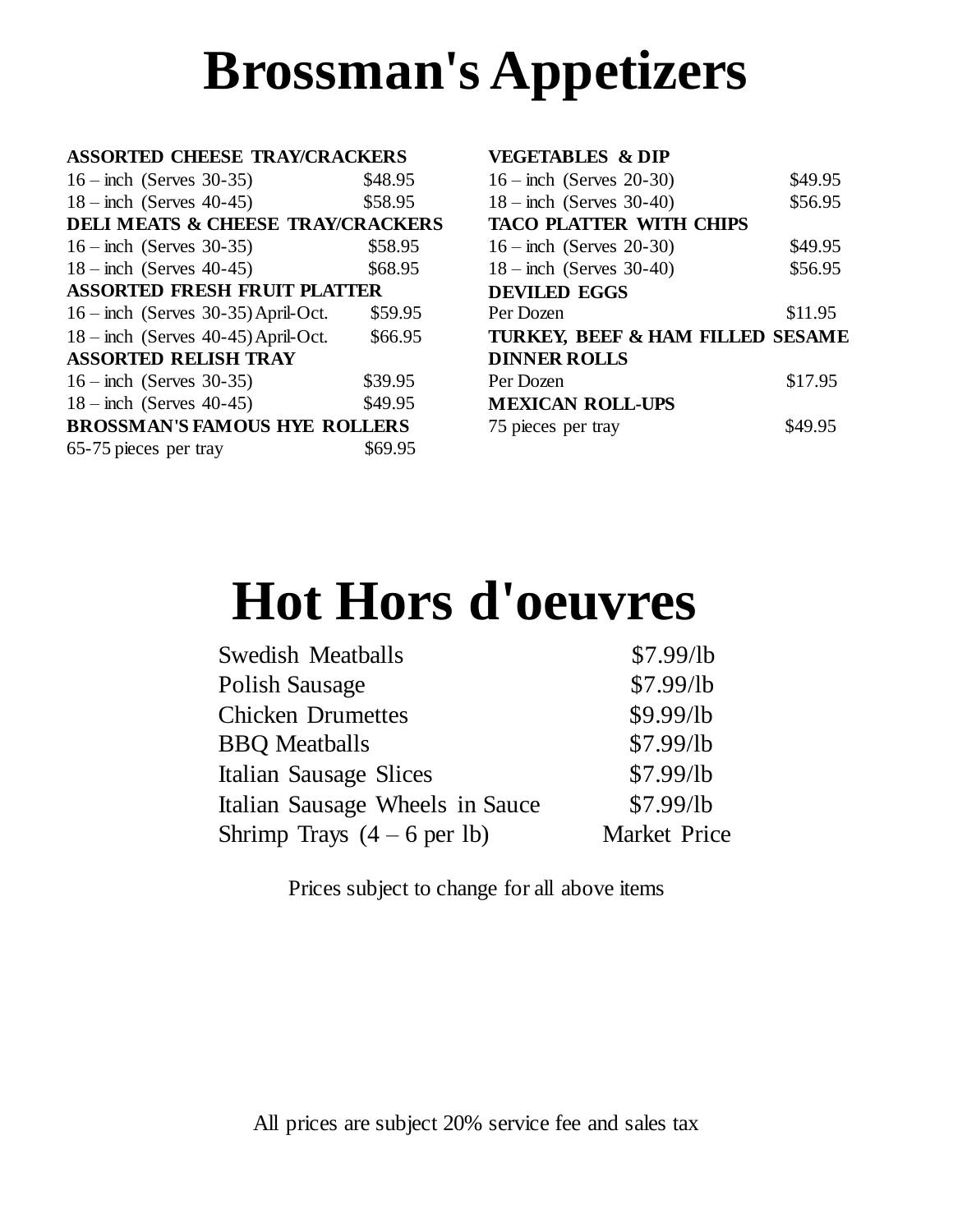# Brossman's Appetizers

**ASSORTED CHEESE TRAY/CRACKERS**

| | |
|---|---|
| 16 – inch (Serves 30-35) | $48.95 |
| 18 – inch (Serves 40-45) | $58.95 |

**DELI MEATS & CHEESE TRAY/CRACKERS**

| | |
|---|---|
| 16 – inch (Serves 30-35) | $58.95 |
| 18 – inch (Serves 40-45) | $68.95 |

**ASSORTED FRESH FRUIT PLATTER**

| | |
|---|---|
| 16 – inch (Serves 30-35) April-Oct. | $59.95 |
| 18 – inch (Serves 40-45) April-Oct. | $66.95 |

**ASSORTED RELISH TRAY**

| | |
|---|---|
| 16 – inch (Serves 30-35) | $39.95 |
| 18 – inch (Serves 40-45) | $49.95 |

**BROSSMAN'S FAMOUS HYE ROLLERS**

| | |
|---|---|
| 65-75 pieces per tray | $69.95 |

**VEGETABLES & DIP**

| | |
|---|---|
| 16 – inch (Serves 20-30) | $49.95 |
| 18 – inch (Serves 30-40) | $56.95 |

**TACO PLATTER WITH CHIPS**

| | |
|---|---|
| 16 – inch (Serves 20-30) | $49.95 |
| 18 – inch (Serves 30-40) | $56.95 |

**DEVILED EGGS**

| | |
|---|---|
| Per Dozen | $11.95 |

**TURKEY, BEEF & HAM FILLED SESAME DINNER ROLLS**

| | |
|---|---|
| Per Dozen | $17.95 |

**MEXICAN ROLL-UPS**

| | |
|---|---|
| 75 pieces per tray | $49.95 |

# Hot Hors d'oeuvres

| | |
|---|---|
| Swedish Meatballs | $7.99/lb |
| Polish Sausage | $7.99/lb |
| Chicken Drumettes | $9.99/lb |
| BBQ Meatballs | $7.99/lb |
| Italian Sausage Slices | $7.99/lb |
| Italian Sausage Wheels in Sauce | $7.99/lb |
| Shrimp Trays (4 – 6 per lb) | Market Price |

Prices subject to change for all above items

All prices are subject 20% service fee and sales tax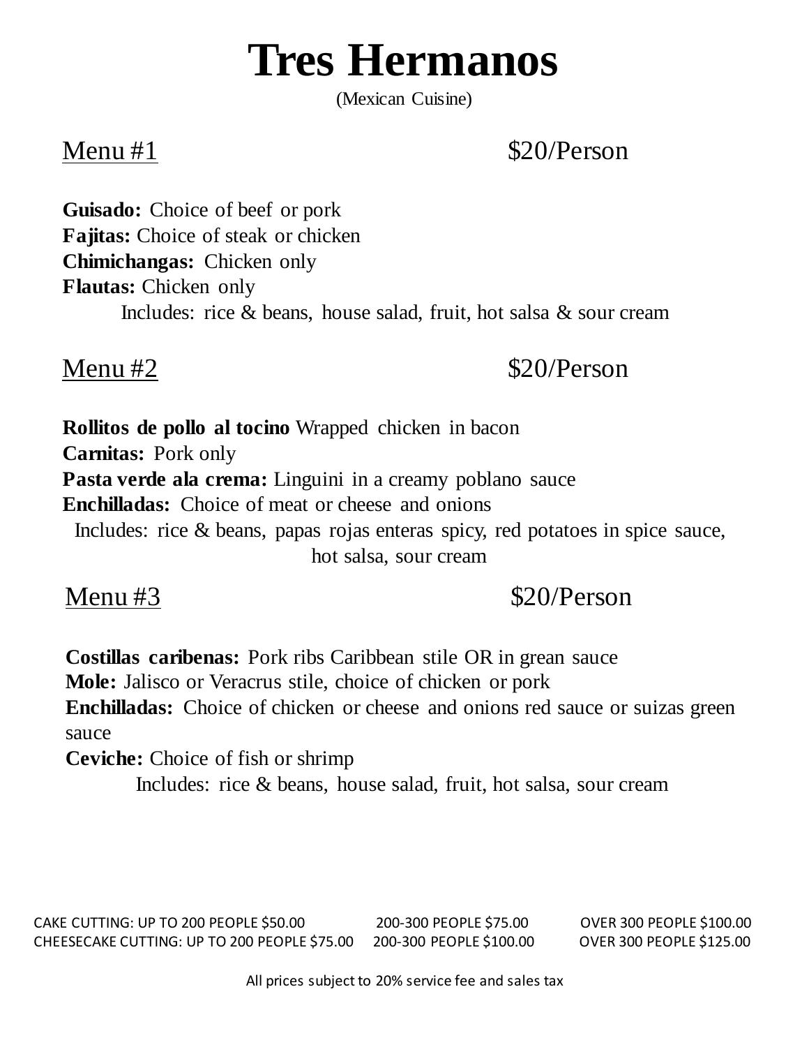# Tres Hermanos

(Mexican Cuisine)

## Menu #1 $20/Person

**Guisado:** Choice of beef or pork
**Fajitas:** Choice of steak or chicken
**Chimichangas:** Chicken only
**Flautas:** Chicken only

Includes: rice & beans, house salad, fruit, hot salsa & sour cream

## Menu #2 $20/Person

**Rollitos de pollo al tocino** Wrapped chicken in bacon
**Carnitas:** Pork only
**Pasta verde ala crema:** Linguini in a creamy poblano sauce
**Enchilladas:** Choice of meat or cheese and onions

Includes: rice & beans, papas rojas enteras spicy, red potatoes in spice sauce, hot salsa, sour cream

## Menu #3 $20/Person

**Costillas caribenas:** Pork ribs Caribbean stile OR in grean sauce
**Mole:** Jalisco or Veracrus stile, choice of chicken or pork
**Enchilladas:** Choice of chicken or cheese and onions red sauce or suizas green sauce
**Ceviche:** Choice of fish or shrimp

Includes: rice & beans, house salad, fruit, hot salsa, sour cream

| | | | |
|---|---|---|---|
| CAKE CUTTING: | UP TO 200 PEOPLE $50.00 | 200-300 PEOPLE $75.00 | OVER 300 PEOPLE $100.00 |
| CHEESECAKE CUTTING: | UP TO 200 PEOPLE $75.00 | 200-300 PEOPLE $100.00 | OVER 300 PEOPLE $125.00 |

All prices subject to 20% service fee and sales tax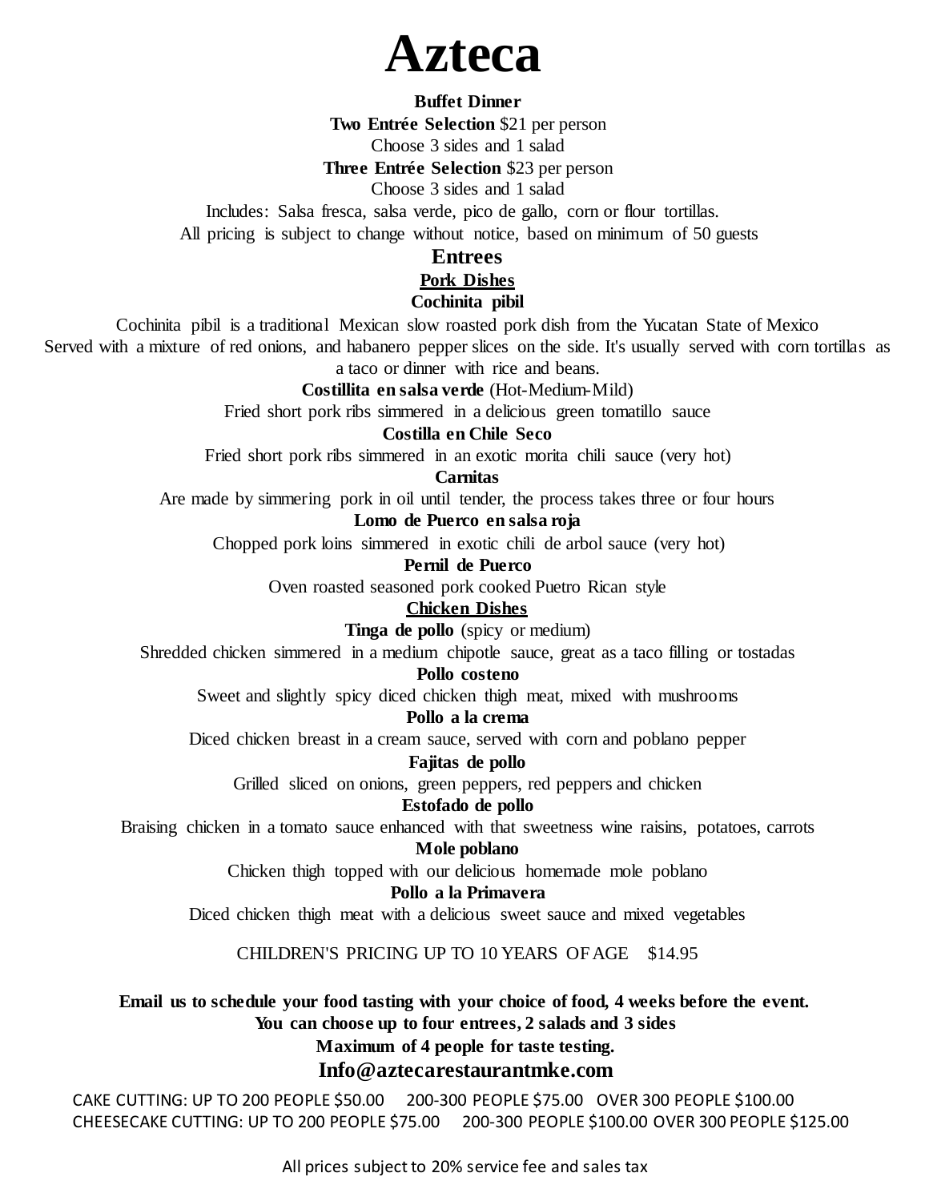# Azteca

**Buffet Dinner**

**Two Entrée Selection** $21 per person

Choose 3 sides and 1 salad

**Three Entrée Selection** $23 per person

Choose 3 sides and 1 salad

Includes: Salsa fresca, salsa verde, pico de gallo, corn or flour tortillas.

All pricing is subject to change without notice, based on minimum of 50 guests

## Entrees

### Pork Dishes

**Cochinita pibil**

Cochinita pibil is a traditional Mexican slow roasted pork dish from the Yucatan State of Mexico Served with a mixture of red onions, and habanero pepper slices on the side. It's usually served with corn tortillas as a taco or dinner with rice and beans.

**Costillita en salsa verde** (Hot-Medium-Mild)

Fried short pork ribs simmered in a delicious green tomatillo sauce

**Costilla en Chile Seco**

Fried short pork ribs simmered in an exotic morita chili sauce (very hot)

**Carnitas**

Are made by simmering pork in oil until tender, the process takes three or four hours

**Lomo de Puerco en salsa roja**

Chopped pork loins simmered in exotic chili de arbol sauce (very hot)

**Pernil de Puerco**

Oven roasted seasoned pork cooked Puetro Rican style

### Chicken Dishes

**Tinga de pollo** (spicy or medium)

Shredded chicken simmered in a medium chipotle sauce, great as a taco filling or tostadas

**Pollo costeno**

Sweet and slightly spicy diced chicken thigh meat, mixed with mushrooms

**Pollo a la crema**

Diced chicken breast in a cream sauce, served with corn and poblano pepper

**Fajitas de pollo**

Grilled sliced on onions, green peppers, red peppers and chicken

**Estofado de pollo**

Braising chicken in a tomato sauce enhanced with that sweetness wine raisins, potatoes, carrots

**Mole poblano**

Chicken thigh topped with our delicious homemade mole poblano

**Pollo a la Primavera**

Diced chicken thigh meat with a delicious sweet sauce and mixed vegetables

CHILDREN'S PRICING UP TO 10 YEARS OF AGE $14.95

**Email us to schedule your food tasting with your choice of food, 4 weeks before the event.**
**You can choose up to four entrees, 2 salads and 3 sides**
**Maximum of 4 people for taste testing.**

**Info@aztecarestaurantmke.com**

CAKE CUTTING: UP TO 200 PEOPLE $50.00 200-300 PEOPLE $75.00 OVER 300 PEOPLE $100.00

CHEESECAKE CUTTING: UP TO 200 PEOPLE $75.00 200-300 PEOPLE $100.00 OVER 300 PEOPLE $125.00

All prices subject to 20% service fee and sales tax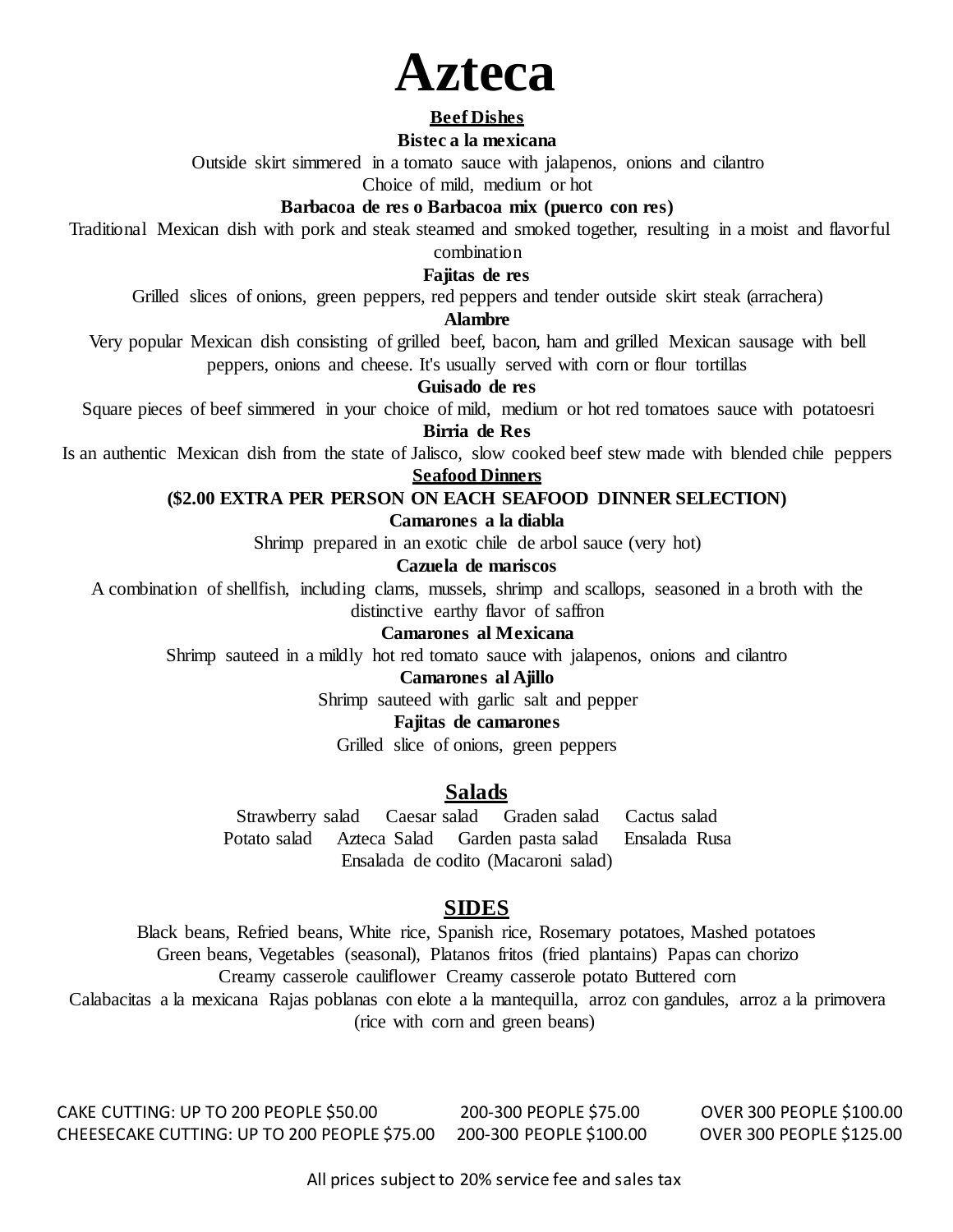# Azteca

## Beef Dishes

**Bistec a la mexicana**

Outside skirt simmered in a tomato sauce with jalapenos, onions and cilantro
Choice of mild, medium or hot

**Barbacoa de res o Barbacoa mix (puerco con res)**

Traditional Mexican dish with pork and steak steamed and smoked together, resulting in a moist and flavorful combination

**Fajitas de res**

Grilled slices of onions, green peppers, red peppers and tender outside skirt steak (arrachera)

**Alambre**

Very popular Mexican dish consisting of grilled beef, bacon, ham and grilled Mexican sausage with bell peppers, onions and cheese. It's usually served with corn or flour tortillas

**Guisado de res**

Square pieces of beef simmered in your choice of mild, medium or hot red tomatoes sauce with potatoesri

**Birria de Res**

Is an authentic Mexican dish from the state of Jalisco, slow cooked beef stew made with blended chile peppers

## Seafood Dinners

**($2.00 EXTRA PER PERSON ON EACH SEAFOOD DINNER SELECTION)**

**Camarones a la diabla**

Shrimp prepared in an exotic chile de arbol sauce (very hot)

**Cazuela de mariscos**

A combination of shellfish, including clams, mussels, shrimp and scallops, seasoned in a broth with the distinctive earthy flavor of saffron

**Camarones al Mexicana**

Shrimp sauteed in a mildly hot red tomato sauce with jalapenos, onions and cilantro

**Camarones al Ajillo**

Shrimp sauteed with garlic salt and pepper

**Fajitas de camarones**

Grilled slice of onions, green peppers

## Salads

Strawberry salad Caesar salad Graden salad Cactus salad
Potato salad Azteca Salad Garden pasta salad Ensalada Rusa
Ensalada de codito (Macaroni salad)

## SIDES

Black beans, Refried beans, White rice, Spanish rice, Rosemary potatoes, Mashed potatoes
Green beans, Vegetables (seasonal), Platanos fritos (fried plantains) Papas can chorizo
Creamy casserole cauliflower Creamy casserole potato Buttered corn
Calabacitas a la mexicana Rajas poblanas con elote a la mantequilla, arroz con gandules, arroz a la primovera (rice with corn and green beans)

CAKE CUTTING: UP TO 200 PEOPLE $50.00 — 200-300 PEOPLE $75.00 — OVER 300 PEOPLE $100.00
CHEESECAKE CUTTING: UP TO 200 PEOPLE $75.00 — 200-300 PEOPLE $100.00 — OVER 300 PEOPLE $125.00

All prices subject to 20% service fee and sales tax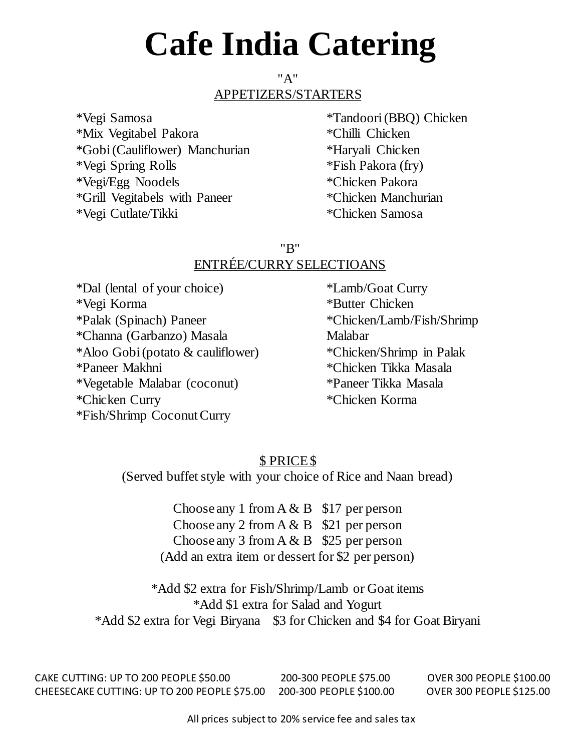# Cafe India Catering

"A"

APPETIZERS/STARTERS

*Vegi Samosa
*Mix Vegitabel Pakora
*Gobi (Cauliflower) Manchurian
*Vegi Spring Rolls
*Vegi/Egg Noodels
*Grill Vegitabels with Paneer
*Vegi Cutlate/Tikki
*Tandoori (BBQ) Chicken
*Chilli Chicken
*Haryali Chicken
*Fish Pakora (fry)
*Chicken Pakora
*Chicken Manchurian
*Chicken Samosa

"B"

ENTRÉE/CURRY SELECTIOANS

*Dal (lental of your choice)
*Vegi Korma
*Palak (Spinach) Paneer
*Channa (Garbanzo) Masala
*Aloo Gobi (potato & cauliflower)
*Paneer Makhni
*Vegetable Malabar (coconut)
*Chicken Curry
*Fish/Shrimp Coconut Curry
*Lamb/Goat Curry
*Butter Chicken
*Chicken/Lamb/Fish/Shrimp Malabar
*Chicken/Shrimp in Palak
*Chicken Tikka Masala
*Paneer Tikka Masala
*Chicken Korma

$ PRICE $

(Served buffet style with your choice of Rice and Naan bread)

Choose any 1 from A & B $17 per person
Choose any 2 from A & B $21 per person
Choose any 3 from A & B $25 per person
(Add an extra item or dessert for $2 per person)

*Add $2 extra for Fish/Shrimp/Lamb or Goat items
*Add $1 extra for Salad and Yogurt
*Add $2 extra for Vegi Biryana $3 for Chicken and $4 for Goat Biryani

CAKE CUTTING: UP TO 200 PEOPLE $50.00 200-300 PEOPLE $75.00 OVER 300 PEOPLE $100.00
CHEESECAKE CUTTING: UP TO 200 PEOPLE $75.00 200-300 PEOPLE $100.00 OVER 300 PEOPLE $125.00

All prices subject to 20% service fee and sales tax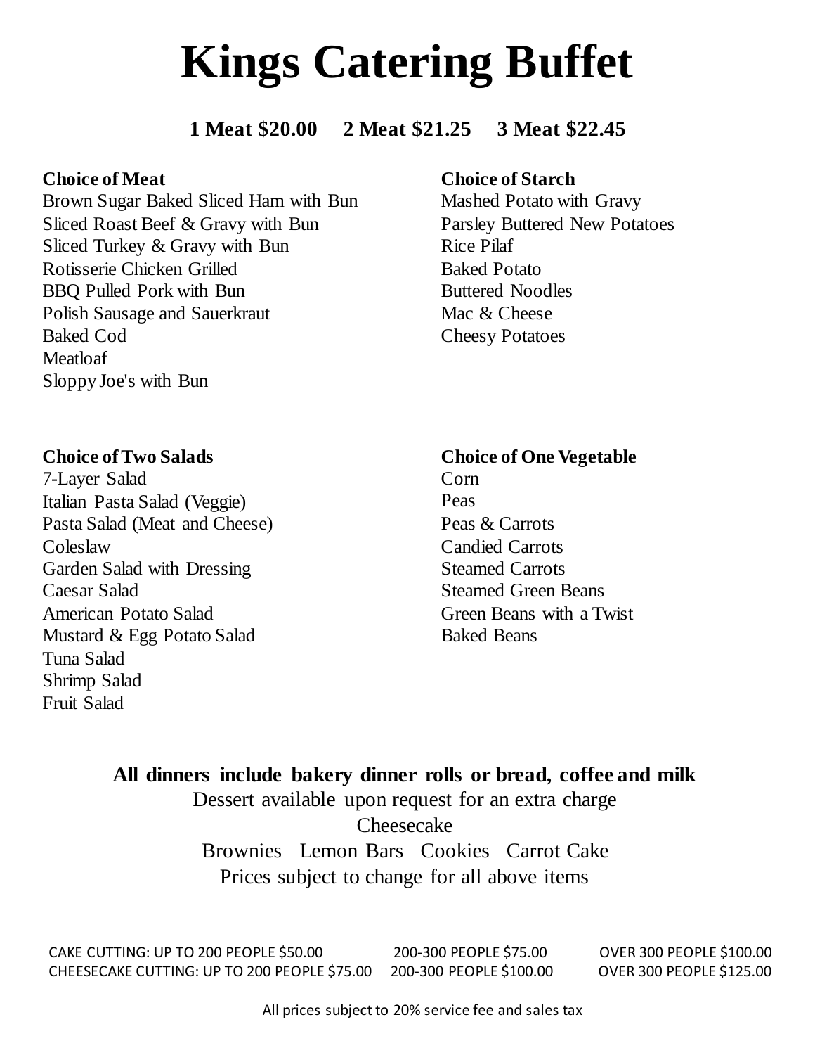# Kings Catering Buffet

**1 Meat $20.00     2 Meat $21.25     3 Meat $22.45**

**Choice of Meat**

Brown Sugar Baked Sliced Ham with Bun
Sliced Roast Beef & Gravy with Bun
Sliced Turkey & Gravy with Bun
Rotisserie Chicken Grilled
BBQ Pulled Pork with Bun
Polish Sausage and Sauerkraut
Baked Cod
Meatloaf
Sloppy Joe's with Bun

**Choice of Starch**

Mashed Potato with Gravy
Parsley Buttered New Potatoes
Rice Pilaf
Baked Potato
Buttered Noodles
Mac & Cheese
Cheesy Potatoes

**Choice of Two Salads**

7-Layer Salad
Italian Pasta Salad (Veggie)
Pasta Salad (Meat and Cheese)
Coleslaw
Garden Salad with Dressing
Caesar Salad
American Potato Salad
Mustard & Egg Potato Salad
Tuna Salad
Shrimp Salad
Fruit Salad

**Choice of One Vegetable**

Corn
Peas
Peas & Carrots
Candied Carrots
Steamed Carrots
Steamed Green Beans
Green Beans with a Twist
Baked Beans

**All dinners include bakery dinner rolls or bread, coffee and milk**

Dessert available upon request for an extra charge

Cheesecake

Brownies   Lemon Bars   Cookies   Carrot Cake

Prices subject to change for all above items

| | | |
|---|---|---|
| CAKE CUTTING: UP TO 200 PEOPLE $50.00 | 200-300 PEOPLE $75.00 | OVER 300 PEOPLE $100.00 |
| CHEESECAKE CUTTING: UP TO 200 PEOPLE $75.00 | 200-300 PEOPLE $100.00 | OVER 300 PEOPLE $125.00 |

All prices subject to 20% service fee and sales tax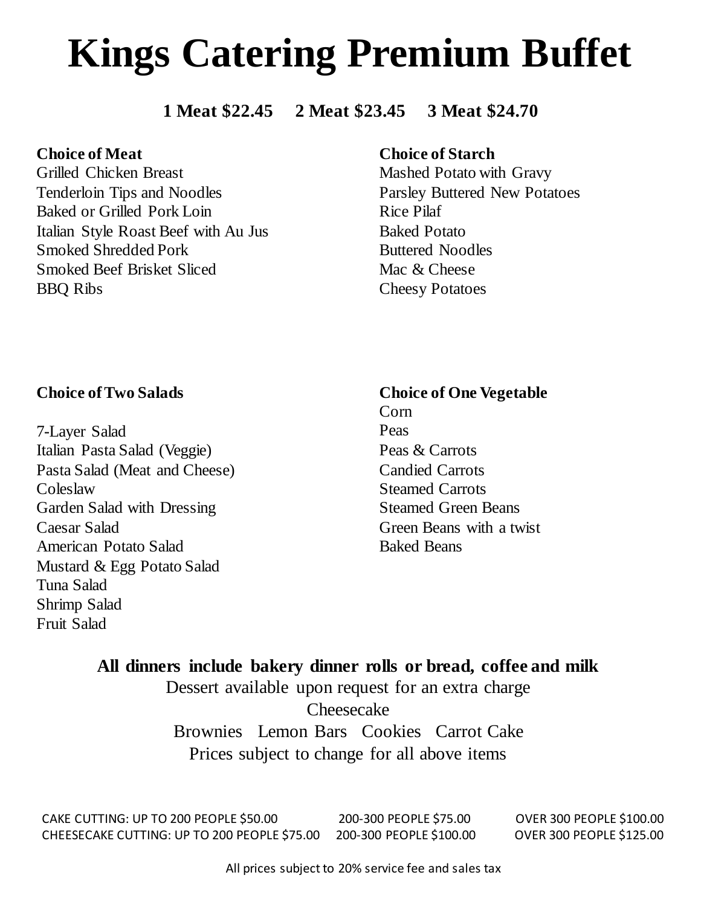# Kings Catering Premium Buffet

**1 Meat $22.45 2 Meat $23.45 3 Meat $24.70**

**Choice of Meat**

Grilled Chicken Breast
Tenderloin Tips and Noodles
Baked or Grilled Pork Loin
Italian Style Roast Beef with Au Jus
Smoked Shredded Pork
Smoked Beef Brisket Sliced
BBQ Ribs

**Choice of Starch**

Mashed Potato with Gravy
Parsley Buttered New Potatoes
Rice Pilaf
Baked Potato
Buttered Noodles
Mac & Cheese
Cheesy Potatoes

**Choice of Two Salads**

7-Layer Salad
Italian Pasta Salad (Veggie)
Pasta Salad (Meat and Cheese)
Coleslaw
Garden Salad with Dressing
Caesar Salad
American Potato Salad
Mustard & Egg Potato Salad
Tuna Salad
Shrimp Salad
Fruit Salad

**Choice of One Vegetable**

Corn
Peas
Peas & Carrots
Candied Carrots
Steamed Carrots
Steamed Green Beans
Green Beans with a twist
Baked Beans

**All dinners include bakery dinner rolls or bread, coffee and milk**

Dessert available upon request for an extra charge

Cheesecake

Brownies Lemon Bars Cookies Carrot Cake

Prices subject to change for all above items

CAKE CUTTING: UP TO 200 PEOPLE $50.00 200-300 PEOPLE $75.00 OVER 300 PEOPLE $100.00
CHEESECAKE CUTTING: UP TO 200 PEOPLE $75.00 200-300 PEOPLE $100.00 OVER 300 PEOPLE $125.00

All prices subject to 20% service fee and sales tax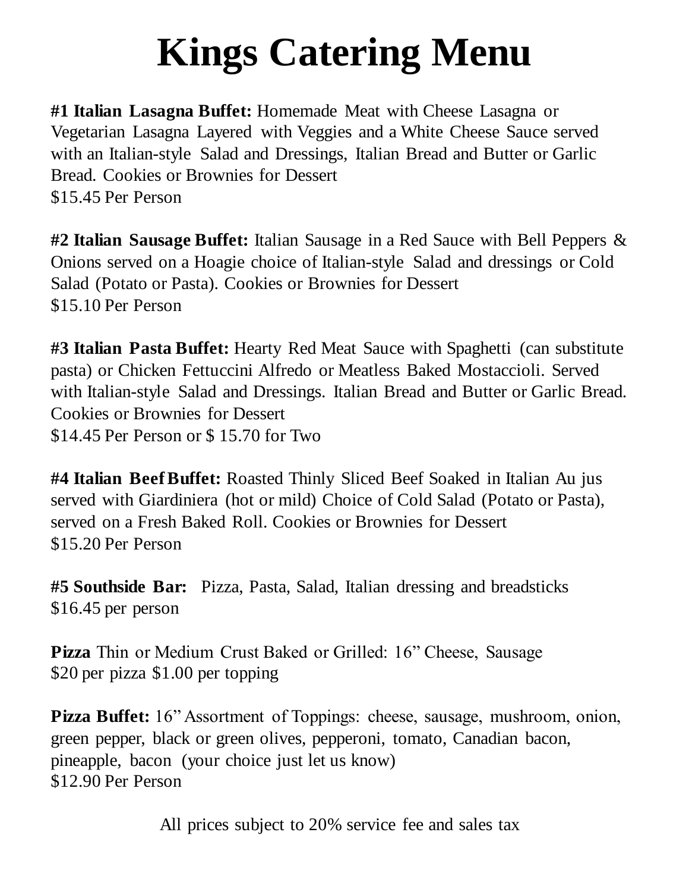# Kings Catering Menu

**#1 Italian Lasagna Buffet:** Homemade Meat with Cheese Lasagna or Vegetarian Lasagna Layered with Veggies and a White Cheese Sauce served with an Italian-style Salad and Dressings, Italian Bread and Butter or Garlic Bread. Cookies or Brownies for Dessert
$15.45 Per Person

**#2 Italian Sausage Buffet:** Italian Sausage in a Red Sauce with Bell Peppers & Onions served on a Hoagie choice of Italian-style Salad and dressings or Cold Salad (Potato or Pasta). Cookies or Brownies for Dessert
$15.10 Per Person

**#3 Italian Pasta Buffet:** Hearty Red Meat Sauce with Spaghetti (can substitute pasta) or Chicken Fettuccini Alfredo or Meatless Baked Mostaccioli. Served with Italian-style Salad and Dressings. Italian Bread and Butter or Garlic Bread. Cookies or Brownies for Dessert
$14.45 Per Person or $ 15.70 for Two

**#4 Italian Beef Buffet:** Roasted Thinly Sliced Beef Soaked in Italian Au jus served with Giardiniera (hot or mild) Choice of Cold Salad (Potato or Pasta), served on a Fresh Baked Roll. Cookies or Brownies for Dessert
$15.20 Per Person

**#5 Southside Bar:** Pizza, Pasta, Salad, Italian dressing and breadsticks
$16.45 per person

**Pizza** Thin or Medium Crust Baked or Grilled: 16" Cheese, Sausage
$20 per pizza $1.00 per topping

**Pizza Buffet:** 16" Assortment of Toppings: cheese, sausage, mushroom, onion, green pepper, black or green olives, pepperoni, tomato, Canadian bacon, pineapple, bacon (your choice just let us know)
$12.90 Per Person

All prices subject to 20% service fee and sales tax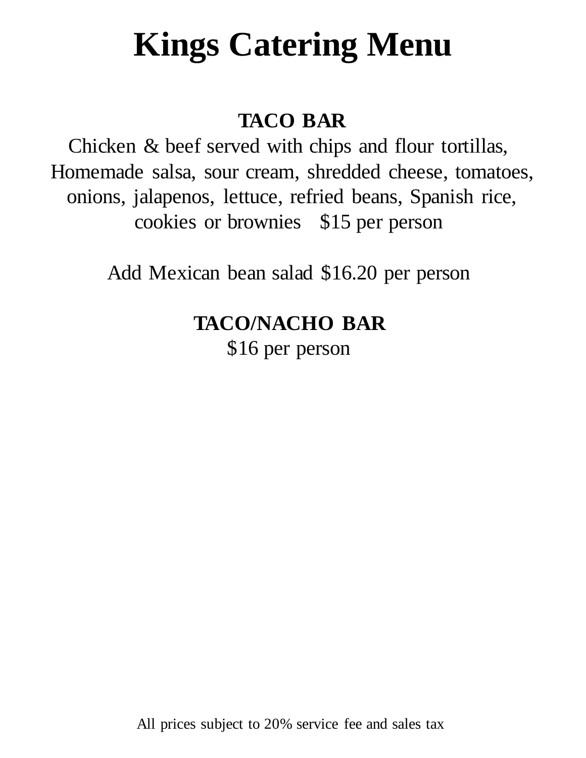# Kings Catering Menu

## TACO BAR

Chicken & beef served with chips and flour tortillas, Homemade salsa, sour cream, shredded cheese, tomatoes, onions, jalapenos, lettuce, refried beans, Spanish rice, cookies or brownies $15 per person

Add Mexican bean salad $16.20 per person

## TACO/NACHO BAR

$16 per person

All prices subject to 20% service fee and sales tax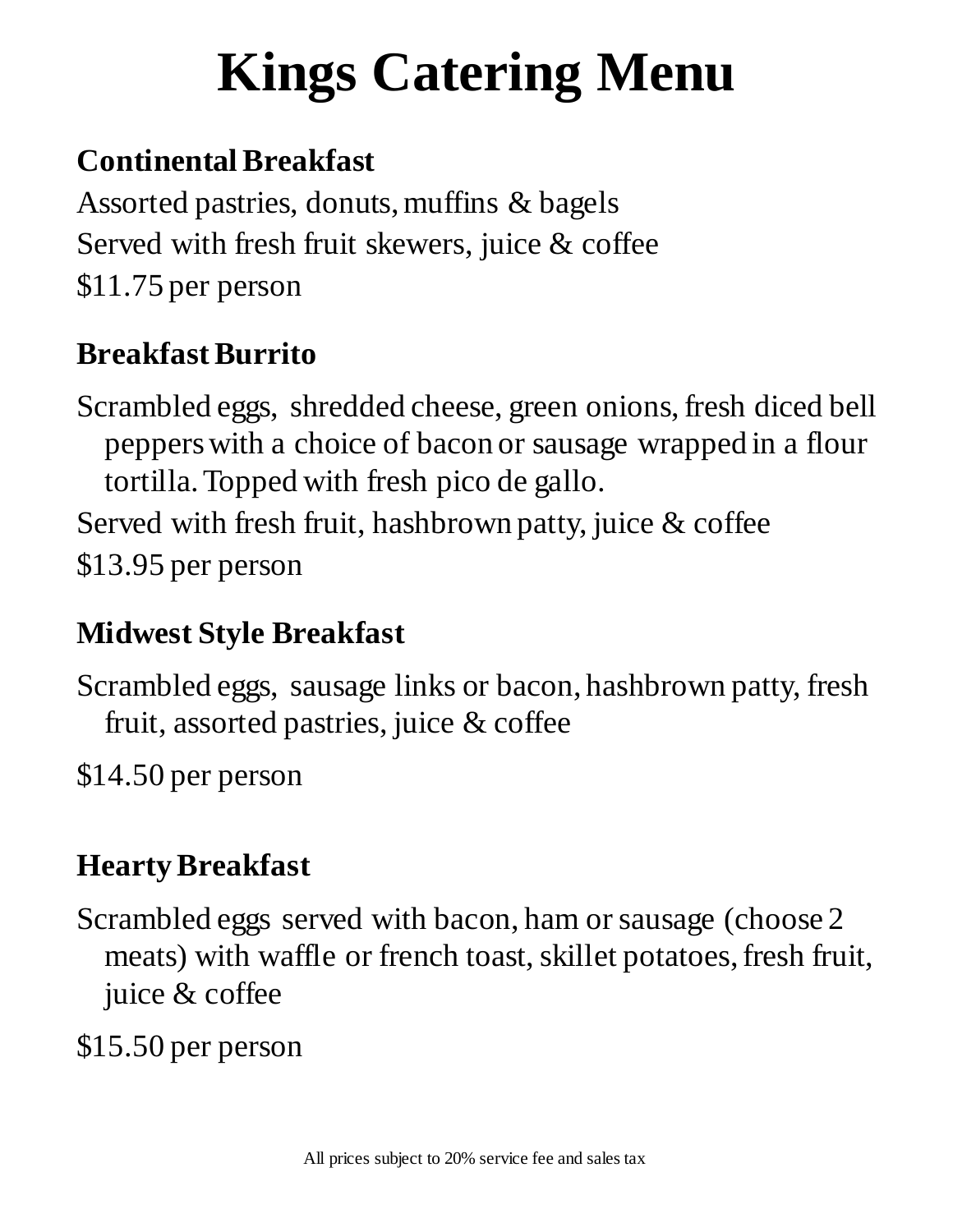# Kings Catering Menu

## Continental Breakfast

Assorted pastries, donuts, muffins & bagels
Served with fresh fruit skewers, juice & coffee
$11.75 per person

## Breakfast Burrito

Scrambled eggs, shredded cheese, green onions, fresh diced bell peppers with a choice of bacon or sausage wrapped in a flour tortilla. Topped with fresh pico de gallo.
Served with fresh fruit, hashbrown patty, juice & coffee
$13.95 per person

## Midwest Style Breakfast

Scrambled eggs, sausage links or bacon, hashbrown patty, fresh fruit, assorted pastries, juice & coffee

$14.50 per person

## Hearty Breakfast

Scrambled eggs served with bacon, ham or sausage (choose 2 meats) with waffle or french toast, skillet potatoes, fresh fruit, juice & coffee

$15.50 per person

All prices subject to 20% service fee and sales tax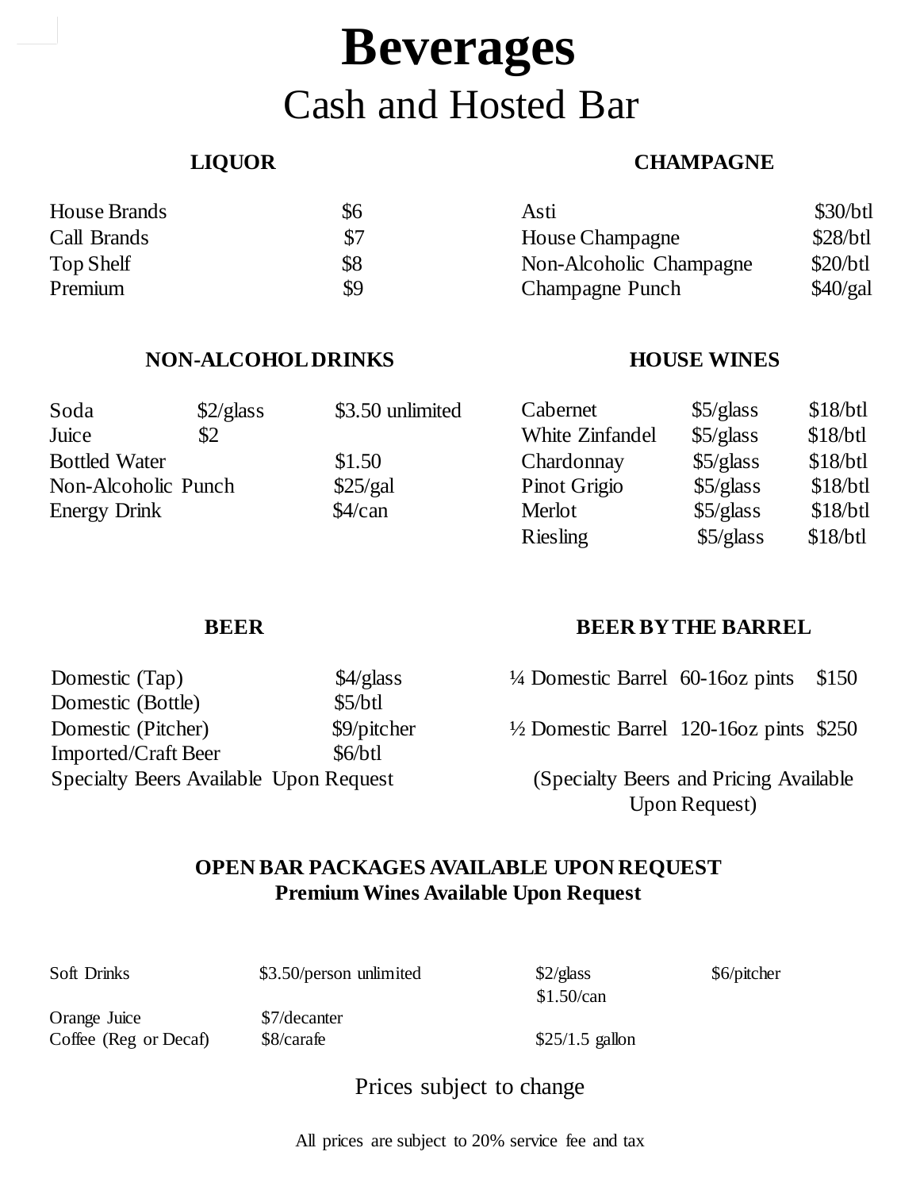# Beverages

## Cash and Hosted Bar

### LIQUOR

| | |
|---|---|
| House Brands | $6 |
| Call Brands | $7 |
| Top Shelf | $8 |
| Premium | $9 |

### CHAMPAGNE

| | |
|---|---|
| Asti | $30/btl |
| House Champagne | $28/btl |
| Non-Alcoholic Champagne | $20/btl |
| Champagne Punch | $40/gal |

### NON-ALCOHOL DRINKS

| | | |
|---|---|---|
| Soda | $2/glass | $3.50 unlimited |
| Juice | $2 | |
| Bottled Water | | $1.50 |
| Non-Alcoholic Punch | | $25/gal |
| Energy Drink | | $4/can |

### HOUSE WINES

| | | |
|---|---|---|
| Cabernet | $5/glass | $18/btl |
| White Zinfandel | $5/glass | $18/btl |
| Chardonnay | $5/glass | $18/btl |
| Pinot Grigio | $5/glass | $18/btl |
| Merlot | $5/glass | $18/btl |
| Riesling | $5/glass | $18/btl |

### BEER

| | |
|---|---|
| Domestic (Tap) | $4/glass |
| Domestic (Bottle) | $5/btl |
| Domestic (Pitcher) | $9/pitcher |
| Imported/Craft Beer | $6/btl |

Specialty Beers Available Upon Request

### BEER BY THE BARREL

| | | |
|---|---|---|
| ¼ Domestic Barrel | 60-16oz pints | $150 |
| ½ Domestic Barrel | 120-16oz pints | $250 |

(Specialty Beers and Pricing Available Upon Request)

**OPEN BAR PACKAGES AVAILABLE UPON REQUEST**
**Premium Wines Available Upon Request**

| | | | |
|---|---|---|---|
| Soft Drinks | $3.50/person unlimited | $2/glass<br>$1.50/can | $6/pitcher |
| Orange Juice | $7/decanter | | |
| Coffee (Reg or Decaf) | $8/carafe | $25/1.5 gallon | |

Prices subject to change

All prices are subject to 20% service fee and tax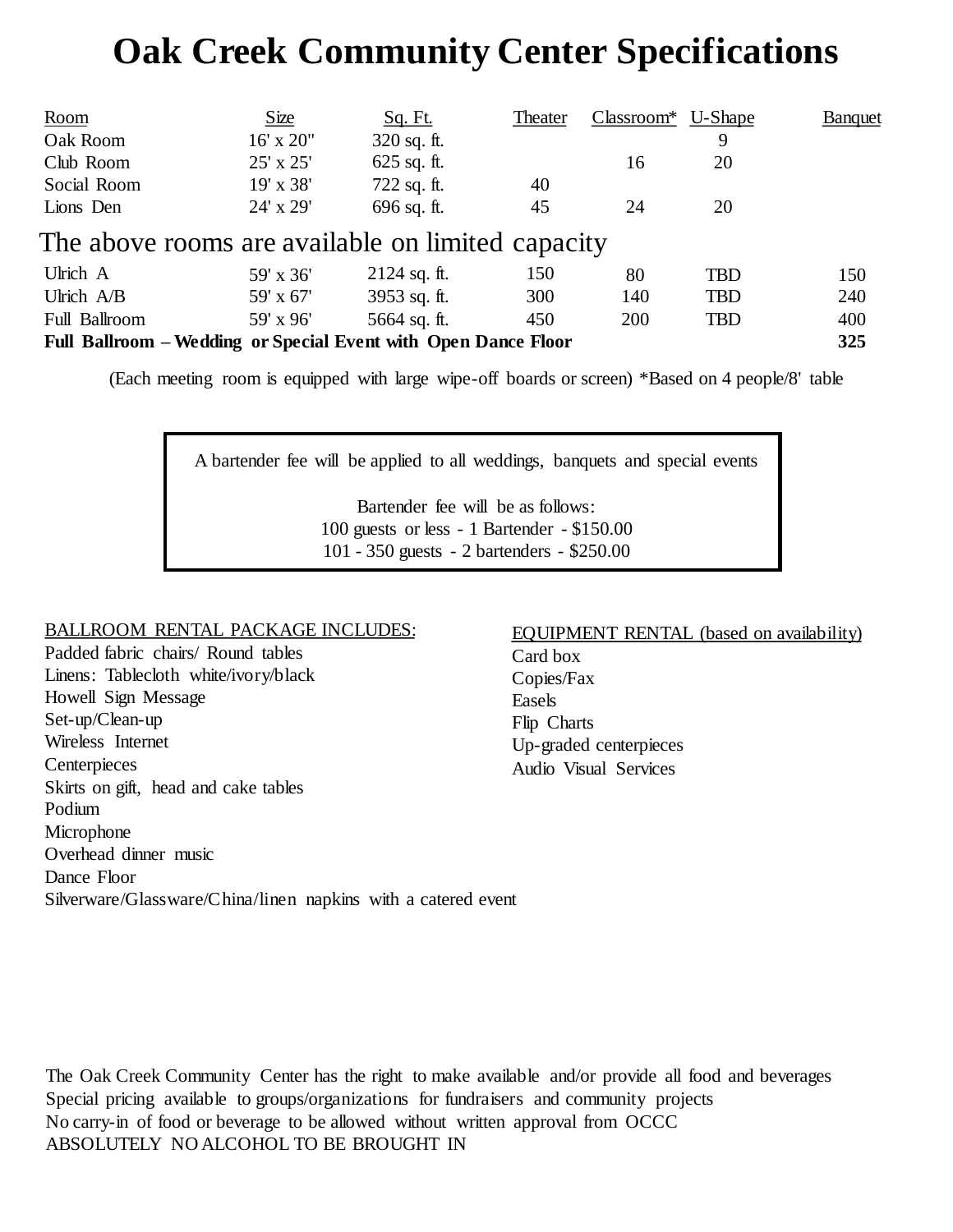# Oak Creek Community Center Specifications

| Room | Size | Sq. Ft. | Theater | Classroom* | U-Shape | Banquet |
|---|---|---|---|---|---|---|
| Oak Room | 16' x 20" | 320 sq. ft. | | | 9 | |
| Club Room | 25' x 25' | 625 sq. ft. | | 16 | 20 | |
| Social Room | 19' x 38' | 722 sq. ft. | 40 | | | |
| Lions Den | 24' x 29' | 696 sq. ft. | 45 | 24 | 20 | |
| The above rooms are available on limited capacity | | | | | | |
| Ulrich A | 59' x 36' | 2124 sq. ft. | 150 | 80 | TBD | 150 |
| Ulrich A/B | 59' x 67' | 3953 sq. ft. | 300 | 140 | TBD | 240 |
| Full Ballroom | 59' x 96' | 5664 sq. ft. | 450 | 200 | TBD | 400 |
| **Full Ballroom – Wedding or Special Event with Open Dance Floor** | | | | | | **325** |

(Each meeting room is equipped with large wipe-off boards or screen) *Based on 4 people/8' table

A bartender fee will be applied to all weddings, banquets and special events

Bartender fee will be as follows:
100 guests or less - 1 Bartender - $150.00
101 - 350 guests - 2 bartenders - $250.00

BALLROOM RENTAL PACKAGE INCLUDES:

- Padded fabric chairs/ Round tables
- Linens: Tablecloth white/ivory/black
- Howell Sign Message
- Set-up/Clean-up
- Wireless Internet
- Centerpieces
- Skirts on gift, head and cake tables
- Podium
- Microphone
- Overhead dinner music
- Dance Floor
- Silverware/Glassware/China/linen napkins with a catered event

EQUIPMENT RENTAL (based on availability)

- Card box
- Copies/Fax
- Easels
- Flip Charts
- Up-graded centerpieces
- Audio Visual Services

The Oak Creek Community Center has the right to make available and/or provide all food and beverages
Special pricing available to groups/organizations for fundraisers and community projects
No carry-in of food or beverage to be allowed without written approval from OCCC
ABSOLUTELY NO ALCOHOL TO BE BROUGHT IN